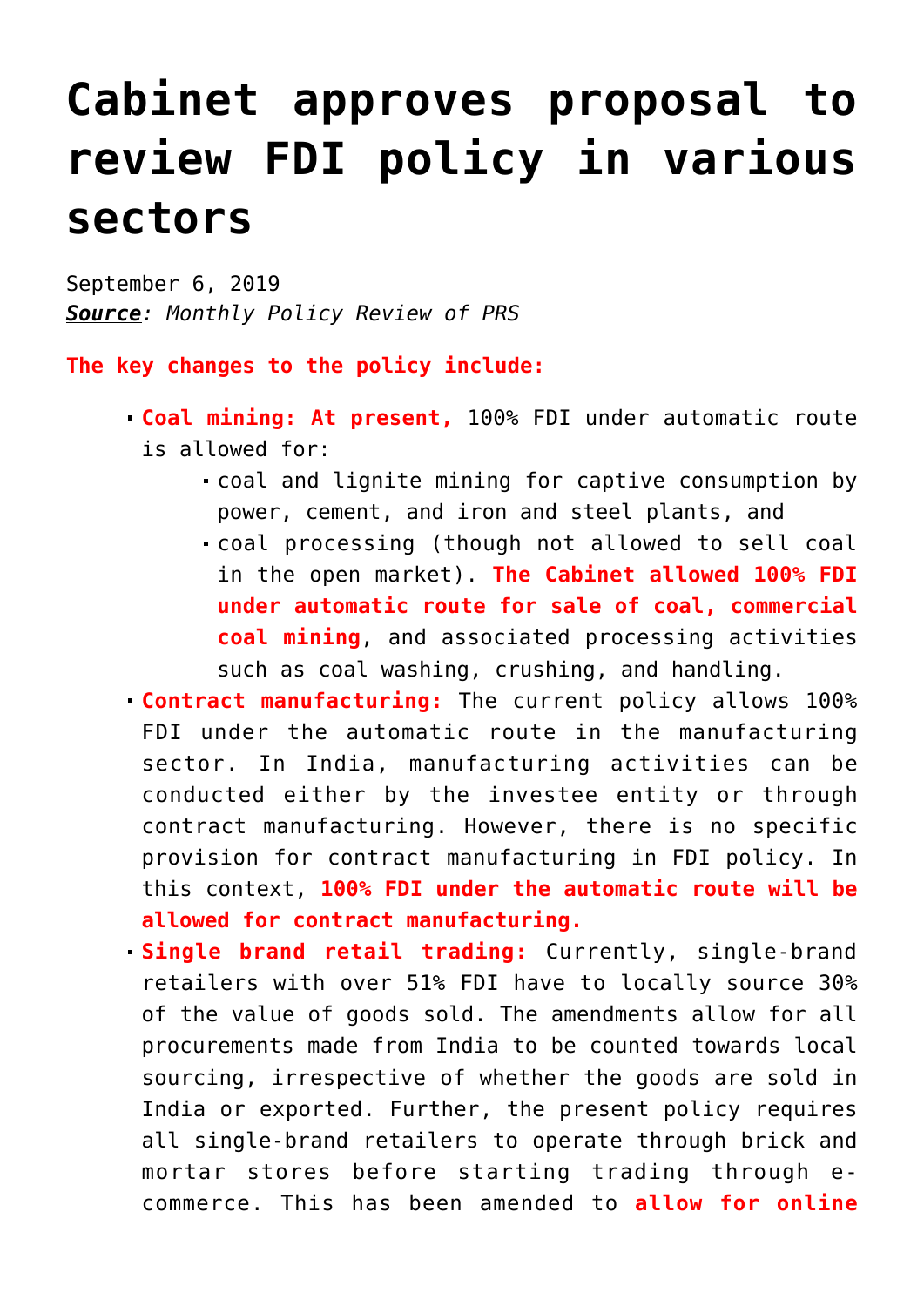# Cabinet approves proposal to review FDI policy in various sectors

September 6, 2019
***Source**: Monthly Policy Review of PRS*

**The key changes to the policy include:**

- **Coal mining: At present,** 100% FDI under automatic route is allowed for:
  - coal and lignite mining for captive consumption by power, cement, and iron and steel plants, and
  - coal processing (though not allowed to sell coal in the open market). **The Cabinet allowed 100% FDI under automatic route for sale of coal, commercial coal mining**, and associated processing activities such as coal washing, crushing, and handling.
- **Contract manufacturing:** The current policy allows 100% FDI under the automatic route in the manufacturing sector. In India, manufacturing activities can be conducted either by the investee entity or through contract manufacturing. However, there is no specific provision for contract manufacturing in FDI policy. In this context, **100% FDI under the automatic route will be allowed for contract manufacturing.**
- **Single brand retail trading:** Currently, single-brand retailers with over 51% FDI have to locally source 30% of the value of goods sold. The amendments allow for all procurements made from India to be counted towards local sourcing, irrespective of whether the goods are sold in India or exported. Further, the present policy requires all single-brand retailers to operate through brick and mortar stores before starting trading through e-commerce. This has been amended to **allow for online**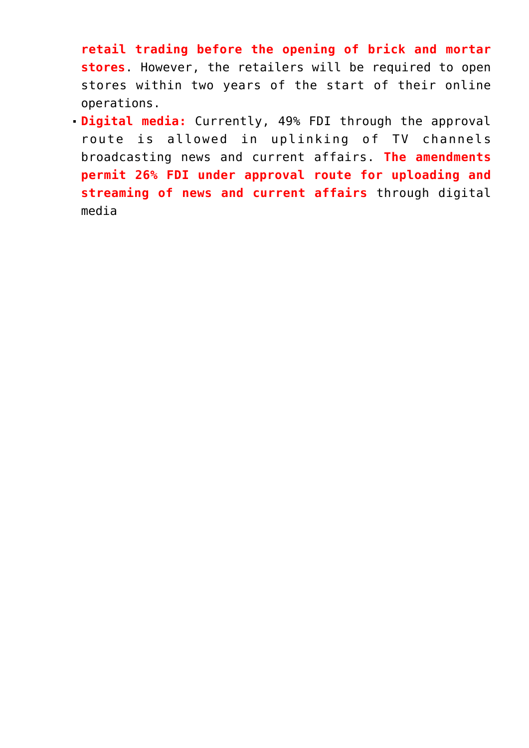**retail trading before the opening of brick and mortar stores**. However, the retailers will be required to open stores within two years of the start of their online operations.

- **Digital media:** Currently, 49% FDI through the approval route is allowed in uplinking of TV channels broadcasting news and current affairs. **The amendments permit 26% FDI under approval route for uploading and streaming of news and current affairs** through digital media